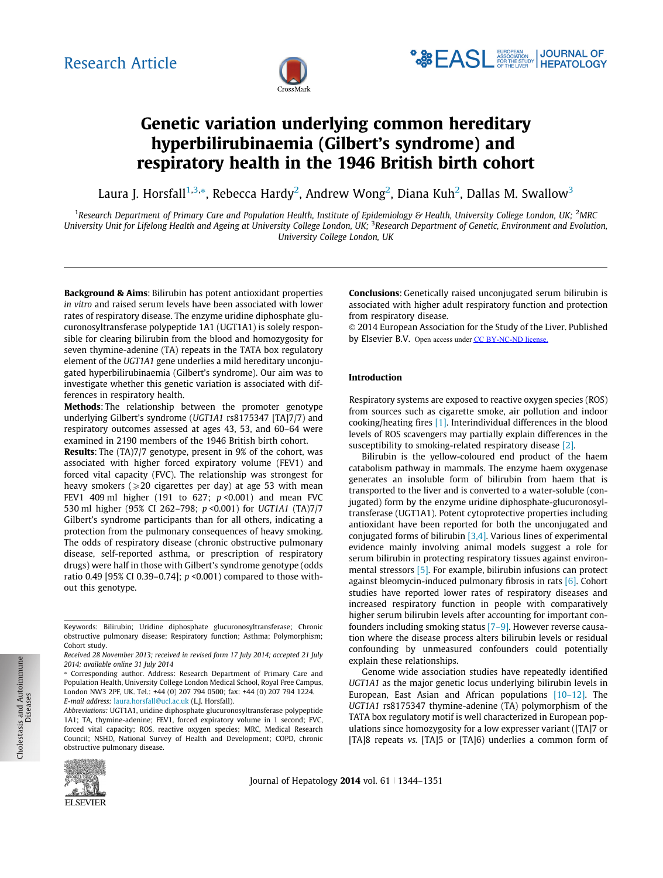Research Article

# Genetic variation underlying common hereditary hyperbilirubinaemia (Gilbert's syndrome) and respiratory health in the 1946 British birth cohort

Laura J. Horsfall[1,3,*], Rebecca Hardy[2], Andrew Wong[2], Diana Kuh[2], Dallas M. Swallow[3]

[1]*Research Department of Primary Care and Population Health, Institute of Epidemiology & Health, University College London, UK;* [2]*MRC University Unit for Lifelong Health and Ageing at University College London, UK;* [3]*Research Department of Genetic, Environment and Evolution, University College London, UK*

**Background & Aims**: Bilirubin has potent antioxidant properties *in vitro* and raised serum levels have been associated with lower rates of respiratory disease. The enzyme uridine diphosphate glucuronosyltransferase polypeptide 1A1 (UGT1A1) is solely responsible for clearing bilirubin from the blood and homozygosity for seven thymine-adenine (TA) repeats in the TATA box regulatory element of the *UGT1A1* gene underlies a mild hereditary unconjugated hyperbilirubinaemia (Gilbert's syndrome). Our aim was to investigate whether this genetic variation is associated with differences in respiratory health.

**Methods**: The relationship between the promoter genotype underlying Gilbert's syndrome (*UGT1A1* rs8175347 [TA]7/7) and respiratory outcomes assessed at ages 43, 53, and 60–64 were examined in 2190 members of the 1946 British birth cohort.

**Results**: The (TA)7/7 genotype, present in 9% of the cohort, was associated with higher forced expiratory volume (FEV1) and forced vital capacity (FVC). The relationship was strongest for heavy smokers ($\geqslant$20 cigarettes per day) at age 53 with mean FEV1 409 ml higher (191 to 627; $p$ <0.001) and mean FVC 530 ml higher (95% CI 262–798; $p$ <0.001) for *UGT1A1* (TA)7/7 Gilbert's syndrome participants than for all others, indicating a protection from the pulmonary consequences of heavy smoking. The odds of respiratory disease (chronic obstructive pulmonary disease, self-reported asthma, or prescription of respiratory drugs) were half in those with Gilbert's syndrome genotype (odds ratio 0.49 [95% CI 0.39–0.74]; $p$ <0.001) compared to those without this genotype.

**Conclusions**: Genetically raised unconjugated serum bilirubin is associated with higher adult respiratory function and protection from respiratory disease.

© 2014 European Association for the Study of the Liver. Published by Elsevier B.V. Open access under CC BY-NC-ND license.

Keywords: Bilirubin; Uridine diphosphate glucuronosyltransferase; Chronic obstructive pulmonary disease; Respiratory function; Asthma; Polymorphism; Cohort study.

*Received 28 November 2013; received in revised form 17 July 2014; accepted 21 July 2014; available online 31 July 2014*

* Corresponding author. Address: Research Department of Primary Care and Population Health, University College London Medical School, Royal Free Campus, London NW3 2PF, UK. Tel.: +44 (0) 207 794 0500; fax: +44 (0) 207 794 1224.
*E-mail address:* laura.horsfall@ucl.ac.uk (L.J. Horsfall).

*Abbreviations:* UGT1A1, uridine diphosphate glucuronosyltransferase polypeptide 1A1; TA, thymine-adenine; FEV1, forced expiratory volume in 1 second; FVC, forced vital capacity; ROS, reactive oxygen species; MRC, Medical Research Council; NSHD, National Survey of Health and Development; COPD, chronic obstructive pulmonary disease.

## Introduction

Respiratory systems are exposed to reactive oxygen species (ROS) from sources such as cigarette smoke, air pollution and indoor cooking/heating fires [1]. Interindividual differences in the blood levels of ROS scavengers may partially explain differences in the susceptibility to smoking-related respiratory disease [2].

Bilirubin is the yellow-coloured end product of the haem catabolism pathway in mammals. The enzyme haem oxygenase generates an insoluble form of bilirubin from haem that is transported to the liver and is converted to a water-soluble (conjugated) form by the enzyme uridine diphosphate-glucuronosyltransferase (UGT1A1). Potent cytoprotective properties including antioxidant have been reported for both the unconjugated and conjugated forms of bilirubin [3,4]. Various lines of experimental evidence mainly involving animal models suggest a role for serum bilirubin in protecting respiratory tissues against environmental stressors [5]. For example, bilirubin infusions can protect against bleomycin-induced pulmonary fibrosis in rats [6]. Cohort studies have reported lower rates of respiratory diseases and increased respiratory function in people with comparatively higher serum bilirubin levels after accounting for important confounders including smoking status [7–9]. However reverse causation where the disease process alters bilirubin levels or residual confounding by unmeasured confounders could potentially explain these relationships.

Genome wide association studies have repeatedly identified *UGT1A1* as the major genetic locus underlying bilirubin levels in European, East Asian and African populations [10–12]. The *UGT1A1* rs8175347 thymine-adenine (TA) polymorphism of the TATA box regulatory motif is well characterized in European populations since homozygosity for a low expresser variant ([TA]7 or [TA]8 repeats *vs.* [TA]5 or [TA]6) underlies a common form of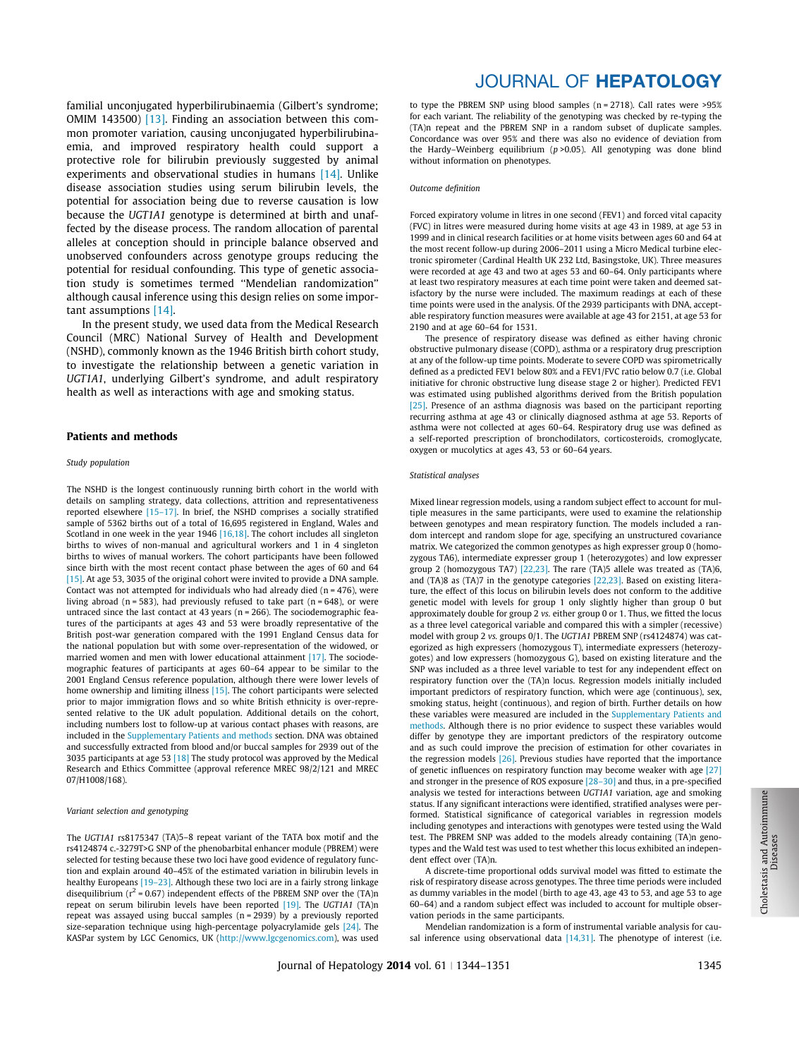familial unconjugated hyperbilirubinaemia (Gilbert's syndrome; OMIM 143500) [13]. Finding an association between this common promoter variation, causing unconjugated hyperbilirubinaemia, and improved respiratory health could support a protective role for bilirubin previously suggested by animal experiments and observational studies in humans [14]. Unlike disease association studies using serum bilirubin levels, the potential for association being due to reverse causation is low because the *UGT1A1* genotype is determined at birth and unaffected by the disease process. The random allocation of parental alleles at conception should in principle balance observed and unobserved confounders across genotype groups reducing the potential for residual confounding. This type of genetic association study is sometimes termed "Mendelian randomization" although causal inference using this design relies on some important assumptions [14].

In the present study, we used data from the Medical Research Council (MRC) National Survey of Health and Development (NSHD), commonly known as the 1946 British birth cohort study, to investigate the relationship between a genetic variation in *UGT1A1*, underlying Gilbert's syndrome, and adult respiratory health as well as interactions with age and smoking status.

## Patients and methods

### Study population

The NSHD is the longest continuously running birth cohort in the world with details on sampling strategy, data collections, attrition and representativeness reported elsewhere [15–17]. In brief, the NSHD comprises a socially stratified sample of 5362 births out of a total of 16,695 registered in England, Wales and Scotland in one week in the year 1946 [16,18]. The cohort includes all singleton births to wives of non-manual and agricultural workers and 1 in 4 singleton births to wives of manual workers. The cohort participants have been followed since birth with the most recent contact phase between the ages of 60 and 64 [15]. At age 53, 3035 of the original cohort were invited to provide a DNA sample. Contact was not attempted for individuals who had already died (n = 476), were living abroad (n = 583), had previously refused to take part (n = 648), or were untraced since the last contact at 43 years (n = 266). The sociodemographic features of the participants at ages 43 and 53 were broadly representative of the British post-war generation compared with the 1991 England Census data for the national population but with some over-representation of the widowed, or married women and men with lower educational attainment [17]. The sociodemographic features of participants at ages 60–64 appear to be similar to the 2001 England Census reference population, although there were lower levels of home ownership and limiting illness [15]. The cohort participants were selected prior to major immigration flows and so white British ethnicity is over-represented relative to the UK adult population. Additional details on the cohort, including numbers lost to follow-up at various contact phases with reasons, are included in the Supplementary Patients and methods section. DNA was obtained and successfully extracted from blood and/or buccal samples for 2939 out of the 3035 participants at age 53 [18] The study protocol was approved by the Medical Research and Ethics Committee (approval reference MREC 98/2/121 and MREC 07/H1008/168).

### Variant selection and genotyping

The *UGT1A1* rs8175347 (TA)5–8 repeat variant of the TATA box motif and the rs4124874 c.-3279T>G SNP of the phenobarbital enhancer module (PBREM) were selected for testing because these two loci have good evidence of regulatory function and explain around 40–45% of the estimated variation in bilirubin levels in healthy Europeans [19–23]. Although these two loci are in a fairly strong linkage disequilibrium ($r^2$ = 0.67) independent effects of the PBREM SNP over the (TA)n repeat on serum bilirubin levels have been reported [19]. The *UGT1A1* (TA)n repeat was assayed using buccal samples (n = 2939) by a previously reported size-separation technique using high-percentage polyacrylamide gels [24]. The KASPar system by LGC Genomics, UK (http://www.lgcgenomics.com), was used to type the PBREM SNP using blood samples (n = 2718). Call rates were >95% for each variant. The reliability of the genotyping was checked by re-typing the (TA)n repeat and the PBREM SNP in a random subset of duplicate samples. Concordance was over 95% and there was also no evidence of deviation from the Hardy–Weinberg equilibrium ($p$ >0.05). All genotyping was done blind without information on phenotypes.

### Outcome definition

Forced expiratory volume in litres in one second (FEV1) and forced vital capacity (FVC) in litres were measured during home visits at age 43 in 1989, at age 53 in 1999 and in clinical research facilities or at home visits between ages 60 and 64 at the most recent follow-up during 2006–2011 using a Micro Medical turbine electronic spirometer (Cardinal Health UK 232 Ltd, Basingstoke, UK). Three measures were recorded at age 43 and two at ages 53 and 60–64. Only participants where at least two respiratory measures at each time point were taken and deemed satisfactory by the nurse were included. The maximum readings at each of these time points were used in the analysis. Of the 2939 participants with DNA, acceptable respiratory function measures were available at age 43 for 2151, at age 53 for 2190 and at age 60–64 for 1531.

The presence of respiratory disease was defined as either having chronic obstructive pulmonary disease (COPD), asthma or a respiratory drug prescription at any of the follow-up time points. Moderate to severe COPD was spirometrically defined as a predicted FEV1 below 80% and a FEV1/FVC ratio below 0.7 (i.e. Global initiative for chronic obstructive lung disease stage 2 or higher). Predicted FEV1 was estimated using published algorithms derived from the British population [25]. Presence of an asthma diagnosis was based on the participant reporting recurring asthma at age 43 or clinically diagnosed asthma at age 53. Reports of asthma were not collected at ages 60–64. Respiratory drug use was defined as a self-reported prescription of bronchodilators, corticosteroids, cromoglycate, oxygen or mucolytics at ages 43, 53 or 60–64 years.

### Statistical analyses

Mixed linear regression models, using a random subject effect to account for multiple measures in the same participants, were used to examine the relationship between genotypes and mean respiratory function. The models included a random intercept and random slope for age, specifying an unstructured covariance matrix. We categorized the common genotypes as high expresser group 0 (homozygous TA6), intermediate expresser group 1 (heterozygotes) and low expresser group 2 (homozygous TA7) [22,23]. The rare (TA)5 allele was treated as (TA)6, and (TA)8 as (TA)7 in the genotype categories [22,23]. Based on existing literature, the effect of this locus on bilirubin levels does not conform to the additive genetic model with levels for group 1 only slightly higher than group 0 but approximately double for group 2 *vs.* either group 0 or 1. Thus, we fitted the locus as a three level categorical variable and compared this with a simpler (recessive) model with group 2 *vs.* groups 0/1. The *UGT1A1* PBREM SNP (rs4124874) was categorized as high expressers (homozygous T), intermediate expressers (heterozygotes) and low expressers (homozygous G), based on existing literature and the SNP was included as a three level variable to test for any independent effect on respiratory function over the (TA)n locus. Regression models initially included important predictors of respiratory function, which were age (continuous), sex, smoking status, height (continuous), and region of birth. Further details on how these variables were measured are included in the Supplementary Patients and methods. Although there is no prior evidence to suspect these variables would differ by genotype they are important predictors of the respiratory outcome and as such could improve the precision of estimation for other covariates in the regression models [26]. Previous studies have reported that the importance of genetic influences on respiratory function may become weaker with age [27] and stronger in the presence of ROS exposure [28–30] and thus, in a pre-specified analysis we tested for interactions between *UGT1A1* variation, age and smoking status. If any significant interactions were identified, stratified analyses were performed. Statistical significance of categorical variables in regression models including genotypes and interactions with genotypes were tested using the Wald test. The PBREM SNP was added to the models already containing (TA)n genotypes and the Wald test was used to test whether this locus exhibited an independent effect over (TA)n.

A discrete-time proportional odds survival model was fitted to estimate the risk of respiratory disease across genotypes. The three time periods were included as dummy variables in the model (birth to age 43, age 43 to 53, and age 53 to age 60–64) and a random subject effect was included to account for multiple observation periods in the same participants.

Mendelian randomization is a form of instrumental variable analysis for causal inference using observational data [14,31]. The phenotype of interest (i.e.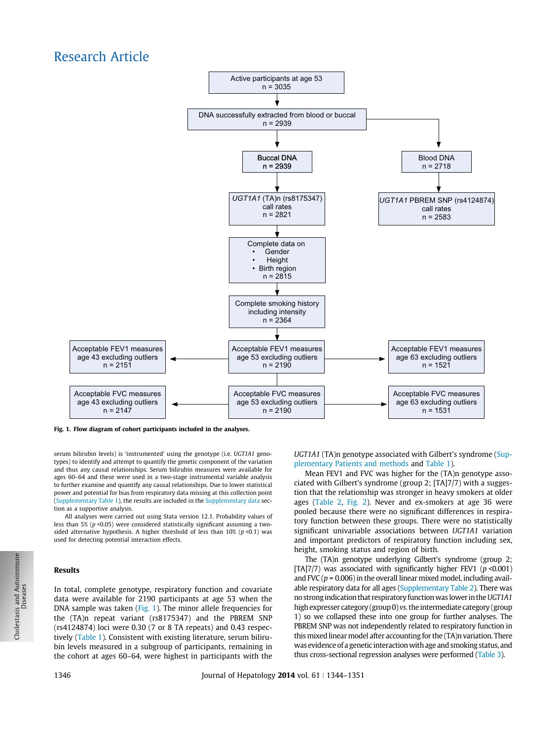Active participants at age 53
n = 3035

DNA successfully extracted from blood or buccal
n = 2939

Buccal DNA
n = 2939

Blood DNA
n = 2718

*UGT1A1* (TA)n (rs8175347)
call rates
n = 2821

*UGT1A1* PBREM SNP (rs4124874)
call rates
n = 2583

Complete data on
- Gender
- Height
- Birth region

n = 2815

Complete smoking history
including intensity
n = 2364

Acceptable FEV1 measures
age 43 excluding outliers
n = 2151

Acceptable FEV1 measures
age 53 excluding outliers
n = 2190

Acceptable FEV1 measures
age 63 excluding outliers
n = 1521

Acceptable FVC measures
age 43 excluding outliers
n = 2147

Acceptable FVC measures
age 53 excluding outliers
n = 2190

Acceptable FVC measures
age 63 excluding outliers
n = 1531

**Fig. 1. Flow diagram of cohort participants included in the analyses.**

serum bilirubin levels) is 'instrumented' using the genotype (i.e. *UGT1A1* genotypes) to identify and attempt to quantify the genetic component of the variation and thus any causal relationships. Serum bilirubin measures were available for ages 60–64 and these were used in a two-stage instrumental variable analysis to further examine and quantify any causal relationships. Due to lower statistical power and potential for bias from respiratory data missing at this collection point (Supplementary Table 1), the results are included in the Supplementary data section as a supportive analysis.

All analyses were carried out using Stata version 12.1. Probability values of less than 5% ($p$ <0.05) were considered statistically significant assuming a two-sided alternative hypothesis. A higher threshold of less than 10% ($p$ <0.1) was used for detecting potential interaction effects.

## Results

In total, complete genotype, respiratory function and covariate data were available for 2190 participants at age 53 when the DNA sample was taken (Fig. 1). The minor allele frequencies for the (TA)n repeat variant (rs8175347) and the PBREM SNP (rs4124874) loci were 0.30 (7 or 8 TA repeats) and 0.43 respectively (Table 1). Consistent with existing literature, serum bilirubin levels measured in a subgroup of participants, remaining in the cohort at ages 60–64, were highest in participants with the *UGT1A1* (TA)n genotype associated with Gilbert's syndrome (Supplementary Patients and methods and Table 1).

Mean FEV1 and FVC was higher for the (TA)n genotype associated with Gilbert's syndrome (group 2; [TA]7/7) with a suggestion that the relationship was stronger in heavy smokers at older ages (Table 2, Fig. 2). Never and ex-smokers at age 36 were pooled because there were no significant differences in respiratory function between these groups. There were no statistically significant univariable associations between *UGT1A1* variation and important predictors of respiratory function including sex, height, smoking status and region of birth.

The (TA)n genotype underlying Gilbert's syndrome (group 2; [TA]7/7) was associated with significantly higher FEV1 ($p$ <0.001) and FVC ($p$ = 0.006) in the overall linear mixed model, including available respiratory data for all ages (Supplementary Table 2). There was no strong indication that respiratory function was lower in the *UGT1A1* high expresser category (group 0) *vs.* the intermediate category (group 1) so we collapsed these into one group for further analyses. The PBREM SNP was not independently related to respiratory function in this mixed linear model after accounting for the (TA)n variation. There was evidence of a genetic interaction with age and smoking status, and thus cross-sectional regression analyses were performed (Table 3).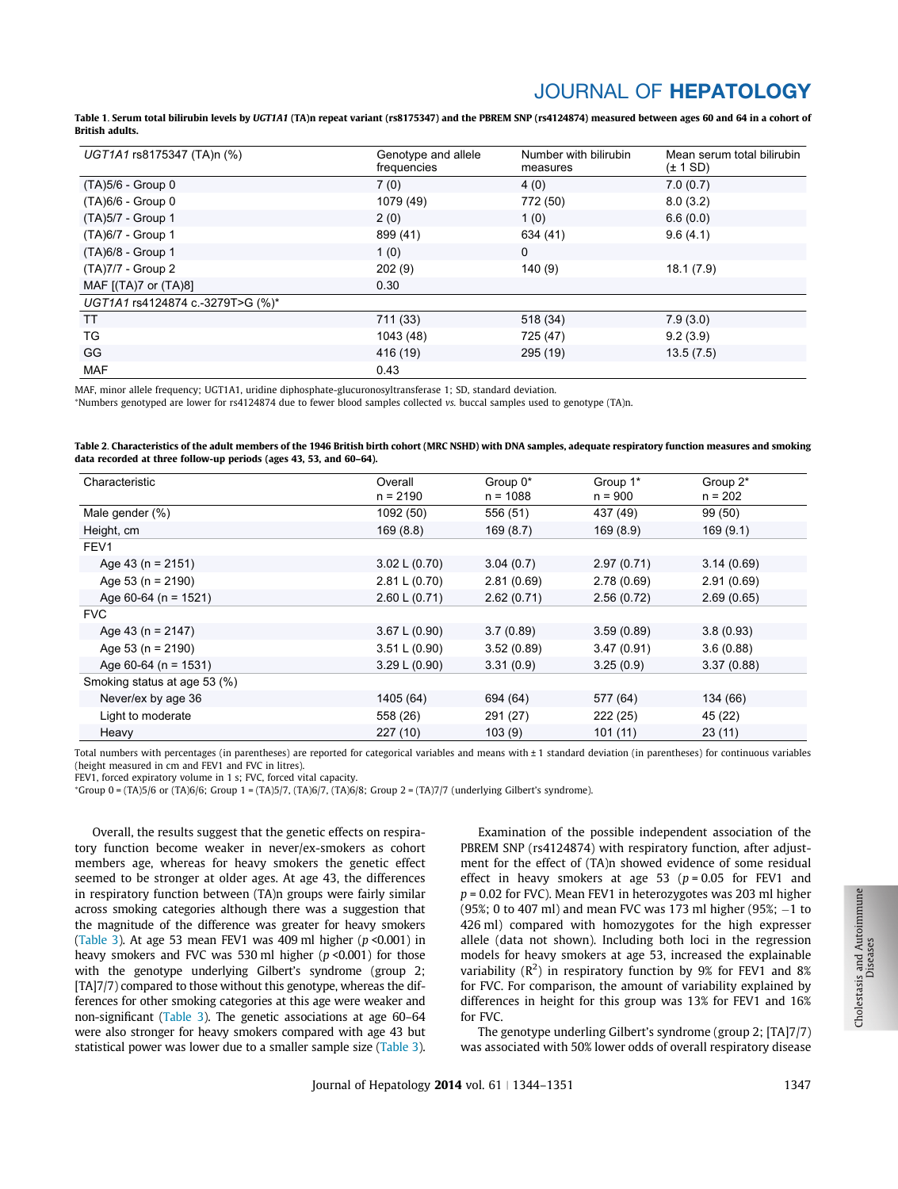**Table 1. Serum total bilirubin levels by *UGT1A1* (TA)n repeat variant (rs8175347) and the PBREM SNP (rs4124874) measured between ages 60 and 64 in a cohort of British adults.**

| *UGT1A1* rs8175347 (TA)n (%) | Genotype and allele frequencies | Number with bilirubin measures | Mean serum total bilirubin (± 1 SD) |
|---|---|---|---|
| (TA)5/6 - Group 0 | 7 (0) | 4 (0) | 7.0 (0.7) |
| (TA)6/6 - Group 0 | 1079 (49) | 772 (50) | 8.0 (3.2) |
| (TA)5/7 - Group 1 | 2 (0) | 1 (0) | 6.6 (0.0) |
| (TA)6/7 - Group 1 | 899 (41) | 634 (41) | 9.6 (4.1) |
| (TA)6/8 - Group 1 | 1 (0) | 0 | |
| (TA)7/7 - Group 2 | 202 (9) | 140 (9) | 18.1 (7.9) |
| MAF [(TA)7 or (TA)8] | 0.30 | | |
| *UGT1A1* rs4124874 c.-3279T>G (%)* | | | |
| TT | 711 (33) | 518 (34) | 7.9 (3.0) |
| TG | 1043 (48) | 725 (47) | 9.2 (3.9) |
| GG | 416 (19) | 295 (19) | 13.5 (7.5) |
| MAF | 0.43 | | |

MAF, minor allele frequency; UGT1A1, uridine diphosphate-glucuronosyltransferase 1; SD, standard deviation.
*Numbers genotyped are lower for rs4124874 due to fewer blood samples collected *vs.* buccal samples used to genotype (TA)n.

**Table 2. Characteristics of the adult members of the 1946 British birth cohort (MRC NSHD) with DNA samples, adequate respiratory function measures and smoking data recorded at three follow-up periods (ages 43, 53, and 60–64).**

| Characteristic | Overall n = 2190 | Group 0* n = 1088 | Group 1* n = 900 | Group 2* n = 202 |
|---|---|---|---|---|
| Male gender (%) | 1092 (50) | 556 (51) | 437 (49) | 99 (50) |
| Height, cm | 169 (8.8) | 169 (8.7) | 169 (8.9) | 169 (9.1) |
| FEV1 | | | | |
| Age 43 (n = 2151) | 3.02 L (0.70) | 3.04 (0.7) | 2.97 (0.71) | 3.14 (0.69) |
| Age 53 (n = 2190) | 2.81 L (0.70) | 2.81 (0.69) | 2.78 (0.69) | 2.91 (0.69) |
| Age 60-64 (n = 1521) | 2.60 L (0.71) | 2.62 (0.71) | 2.56 (0.72) | 2.69 (0.65) |
| FVC | | | | |
| Age 43 (n = 2147) | 3.67 L (0.90) | 3.7 (0.89) | 3.59 (0.89) | 3.8 (0.93) |
| Age 53 (n = 2190) | 3.51 L (0.90) | 3.52 (0.89) | 3.47 (0.91) | 3.6 (0.88) |
| Age 60-64 (n = 1531) | 3.29 L (0.90) | 3.31 (0.9) | 3.25 (0.9) | 3.37 (0.88) |
| Smoking status at age 53 (%) | | | | |
| Never/ex by age 36 | 1405 (64) | 694 (64) | 577 (64) | 134 (66) |
| Light to moderate | 558 (26) | 291 (27) | 222 (25) | 45 (22) |
| Heavy | 227 (10) | 103 (9) | 101 (11) | 23 (11) |

Total numbers with percentages (in parentheses) are reported for categorical variables and means with ± 1 standard deviation (in parentheses) for continuous variables (height measured in cm and FEV1 and FVC in litres).
FEV1, forced expiratory volume in 1 s; FVC, forced vital capacity.
*Group 0 = (TA)5/6 or (TA)6/6; Group 1 = (TA)5/7, (TA)6/7, (TA)6/8; Group 2 = (TA)7/7 (underlying Gilbert's syndrome).

Overall, the results suggest that the genetic effects on respiratory function become weaker in never/ex-smokers as cohort members age, whereas for heavy smokers the genetic effect seemed to be stronger at older ages. At age 43, the differences in respiratory function between (TA)n groups were fairly similar across smoking categories although there was a suggestion that the magnitude of the difference was greater for heavy smokers (Table 3). At age 53 mean FEV1 was 409 ml higher ($p$ <0.001) in heavy smokers and FVC was 530 ml higher ($p$ <0.001) for those with the genotype underlying Gilbert's syndrome (group 2; [TA]7/7) compared to those without this genotype, whereas the differences for other smoking categories at this age were weaker and non-significant (Table 3). The genetic associations at age 60–64 were also stronger for heavy smokers compared with age 43 but statistical power was lower due to a smaller sample size (Table 3).

Examination of the possible independent association of the PBREM SNP (rs4124874) with respiratory function, after adjustment for the effect of (TA)n showed evidence of some residual effect in heavy smokers at age 53 ($p$ = 0.05 for FEV1 and $p$ = 0.02 for FVC). Mean FEV1 in heterozygotes was 203 ml higher (95%; 0 to 407 ml) and mean FVC was 173 ml higher (95%; −1 to 426 ml) compared with homozygotes for the high expresser allele (data not shown). Including both loci in the regression models for heavy smokers at age 53, increased the explainable variability ($R^2$) in respiratory function by 9% for FEV1 and 8% for FVC. For comparison, the amount of variability explained by differences in height for this group was 13% for FEV1 and 16% for FVC.

The genotype underling Gilbert's syndrome (group 2; [TA]7/7) was associated with 50% lower odds of overall respiratory disease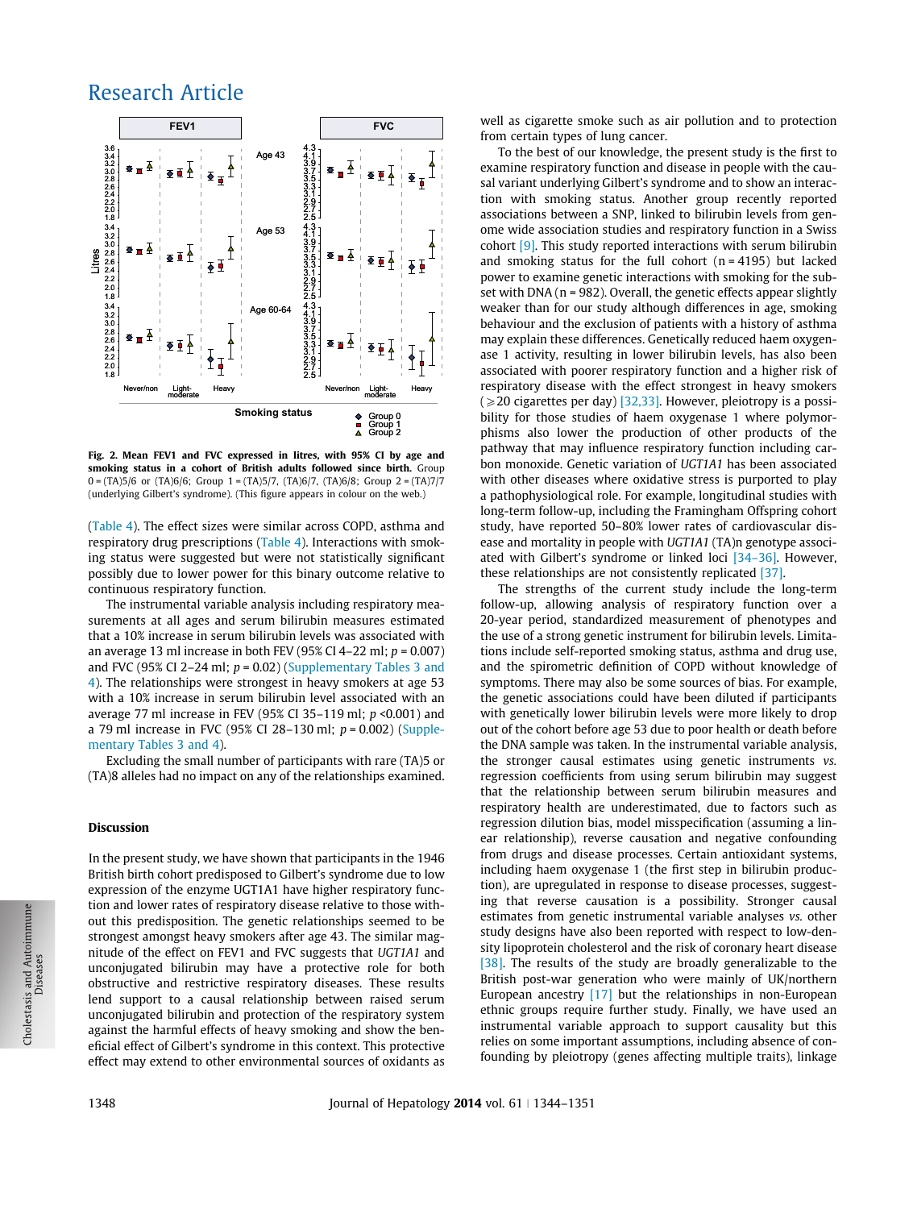FEV1

FVC

Age 43

Age 53

Age 60-64

Litres

3.6 3.4 3.2 3.0 2.8 2.6 2.4 2.2 2.0 1.8

3.4 3.2 3.0 2.8 2.6 2.4 2.2 2.0 1.8

3.4 3.2 3.0 2.8 2.6 2.4 2.2 2.0 1.8

4.3 4.1 3.9 3.7 3.5 3.3 3.1 2.9 2.7 2.5

Never/non Light-moderate Heavy

Smoking status

Group 0
Group 1
Group 2

**Fig. 2. Mean FEV1 and FVC expressed in litres, with 95% CI by age and smoking status in a cohort of British adults followed since birth.** Group 0 = (TA)5/6 or (TA)6/6; Group 1 = (TA)5/7, (TA)6/7, (TA)6/8; Group 2 = (TA)7/7 (underlying Gilbert's syndrome). (This figure appears in colour on the web.)

(Table 4). The effect sizes were similar across COPD, asthma and respiratory drug prescriptions (Table 4). Interactions with smoking status were suggested but were not statistically significant possibly due to lower power for this binary outcome relative to continuous respiratory function.

The instrumental variable analysis including respiratory measurements at all ages and serum bilirubin measures estimated that a 10% increase in serum bilirubin levels was associated with an average 13 ml increase in both FEV (95% CI 4–22 ml; $p = 0.007$) and FVC (95% CI 2–24 ml; $p = 0.02$) (Supplementary Tables 3 and 4). The relationships were strongest in heavy smokers at age 53 with a 10% increase in serum bilirubin level associated with an average 77 ml increase in FEV (95% CI 35–119 ml; $p < 0.001$) and a 79 ml increase in FVC (95% CI 28–130 ml; $p = 0.002$) (Supplementary Tables 3 and 4).

Excluding the small number of participants with rare (TA)5 or (TA)8 alleles had no impact on any of the relationships examined.

## Discussion

In the present study, we have shown that participants in the 1946 British birth cohort predisposed to Gilbert's syndrome due to low expression of the enzyme UGT1A1 have higher respiratory function and lower rates of respiratory disease relative to those without this predisposition. The genetic relationships seemed to be strongest amongst heavy smokers after age 43. The similar magnitude of the effect on FEV1 and FVC suggests that *UGT1A1* and unconjugated bilirubin may have a protective role for both obstructive and restrictive respiratory diseases. These results lend support to a causal relationship between raised serum unconjugated bilirubin and protection of the respiratory system against the harmful effects of heavy smoking and show the beneficial effect of Gilbert's syndrome in this context. This protective effect may extend to other environmental sources of oxidants as well as cigarette smoke such as air pollution and to protection from certain types of lung cancer.

To the best of our knowledge, the present study is the first to examine respiratory function and disease in people with the causal variant underlying Gilbert's syndrome and to show an interaction with smoking status. Another group recently reported associations between a SNP, linked to bilirubin levels from genome wide association studies and respiratory function in a Swiss cohort [9]. This study reported interactions with serum bilirubin and smoking status for the full cohort (n = 4195) but lacked power to examine genetic interactions with smoking for the subset with DNA (n = 982). Overall, the genetic effects appear slightly weaker than for our study although differences in age, smoking behaviour and the exclusion of patients with a history of asthma may explain these differences. Genetically reduced haem oxygenase 1 activity, resulting in lower bilirubin levels, has also been associated with poorer respiratory function and a higher risk of respiratory disease with the effect strongest in heavy smokers (⩾20 cigarettes per day) [32,33]. However, pleiotropy is a possibility for those studies of haem oxygenase 1 where polymorphisms also lower the production of other products of the pathway that may influence respiratory function including carbon monoxide. Genetic variation of *UGT1A1* has been associated with other diseases where oxidative stress is purported to play a pathophysiological role. For example, longitudinal studies with long-term follow-up, including the Framingham Offspring cohort study, have reported 50–80% lower rates of cardiovascular disease and mortality in people with *UGT1A1* (TA)n genotype associated with Gilbert's syndrome or linked loci [34–36]. However, these relationships are not consistently replicated [37].

The strengths of the current study include the long-term follow-up, allowing analysis of respiratory function over a 20-year period, standardized measurement of phenotypes and the use of a strong genetic instrument for bilirubin levels. Limitations include self-reported smoking status, asthma and drug use, and the spirometric definition of COPD without knowledge of symptoms. There may also be some sources of bias. For example, the genetic associations could have been diluted if participants with genetically lower bilirubin levels were more likely to drop out of the cohort before age 53 due to poor health or death before the DNA sample was taken. In the instrumental variable analysis, the stronger causal estimates using genetic instruments *vs.* regression coefficients from using serum bilirubin may suggest that the relationship between serum bilirubin measures and respiratory health are underestimated, due to factors such as regression dilution bias, model misspecification (assuming a linear relationship), reverse causation and negative confounding from drugs and disease processes. Certain antioxidant systems, including haem oxygenase 1 (the first step in bilirubin production), are upregulated in response to disease processes, suggesting that reverse causation is a possibility. Stronger causal estimates from genetic instrumental variable analyses *vs.* other study designs have also been reported with respect to low-density lipoprotein cholesterol and the risk of coronary heart disease [38]. The results of the study are broadly generalizable to the British post-war generation who were mainly of UK/northern European ancestry [17] but the relationships in non-European ethnic groups require further study. Finally, we have used an instrumental variable approach to support causality but this relies on some important assumptions, including absence of confounding by pleiotropy (genes affecting multiple traits), linkage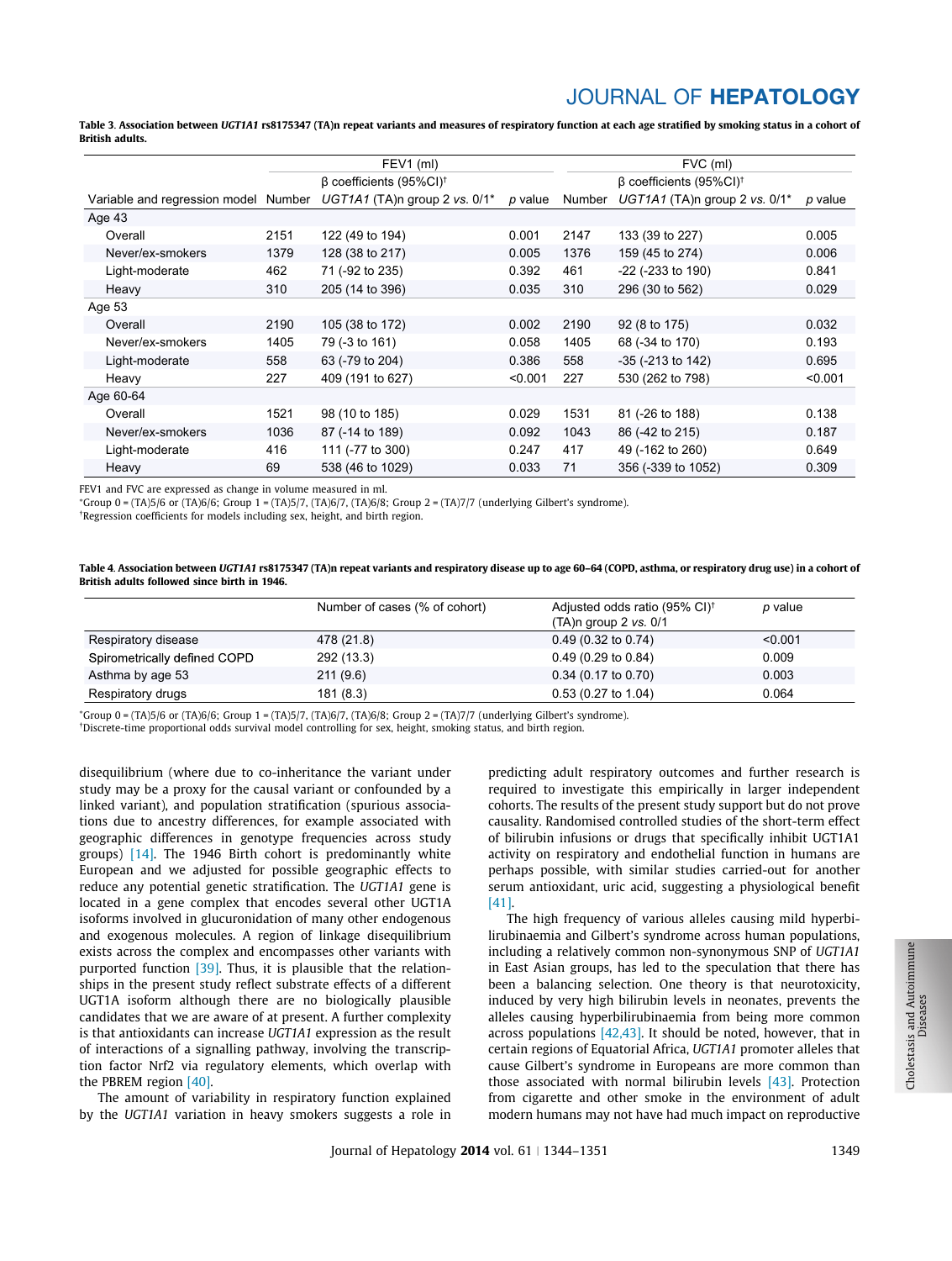**Table 3. Association between *UGT1A1* rs8175347 (TA)n repeat variants and measures of respiratory function at each age stratified by smoking status in a cohort of British adults.**

| | FEV1 (ml) | | | FVC (ml) | | |
|---|---|---|---|---|---|---|
| | | β coefficients (95%CI)[†] | | | β coefficients (95%CI)[†] | |
| Variable and regression model | Number | *UGT1A1* (TA)n group 2 *vs.* 0/1* | *p* value | Number | *UGT1A1* (TA)n group 2 *vs.* 0/1* | *p* value |
| Age 43 | | | | | | |
| Overall | 2151 | 122 (49 to 194) | 0.001 | 2147 | 133 (39 to 227) | 0.005 |
| Never/ex-smokers | 1379 | 128 (38 to 217) | 0.005 | 1376 | 159 (45 to 274) | 0.006 |
| Light-moderate | 462 | 71 (-92 to 235) | 0.392 | 461 | -22 (-233 to 190) | 0.841 |
| Heavy | 310 | 205 (14 to 396) | 0.035 | 310 | 296 (30 to 562) | 0.029 |
| Age 53 | | | | | | |
| Overall | 2190 | 105 (38 to 172) | 0.002 | 2190 | 92 (8 to 175) | 0.032 |
| Never/ex-smokers | 1405 | 79 (-3 to 161) | 0.058 | 1405 | 68 (-34 to 170) | 0.193 |
| Light-moderate | 558 | 63 (-79 to 204) | 0.386 | 558 | -35 (-213 to 142) | 0.695 |
| Heavy | 227 | 409 (191 to 627) | <0.001 | 227 | 530 (262 to 798) | <0.001 |
| Age 60-64 | | | | | | |
| Overall | 1521 | 98 (10 to 185) | 0.029 | 1531 | 81 (-26 to 188) | 0.138 |
| Never/ex-smokers | 1036 | 87 (-14 to 189) | 0.092 | 1043 | 86 (-42 to 215) | 0.187 |
| Light-moderate | 416 | 111 (-77 to 300) | 0.247 | 417 | 49 (-162 to 260) | 0.649 |
| Heavy | 69 | 538 (46 to 1029) | 0.033 | 71 | 356 (-339 to 1052) | 0.309 |

FEV1 and FVC are expressed as change in volume measured in ml.
*Group 0 = (TA)5/6 or (TA)6/6; Group 1 = (TA)5/7, (TA)6/7, (TA)6/8; Group 2 = (TA)7/7 (underlying Gilbert's syndrome).
[†]Regression coefficients for models including sex, height, and birth region.

**Table 4. Association between *UGT1A1* rs8175347 (TA)n repeat variants and respiratory disease up to age 60–64 (COPD, asthma, or respiratory drug use) in a cohort of British adults followed since birth in 1946.**

| | Number of cases (% of cohort) | Adjusted odds ratio (95% CI)[†] (TA)n group 2 vs. 0/1 | *p* value |
|---|---|---|---|
| Respiratory disease | 478 (21.8) | 0.49 (0.32 to 0.74) | <0.001 |
| Spirometrically defined COPD | 292 (13.3) | 0.49 (0.29 to 0.84) | 0.009 |
| Asthma by age 53 | 211 (9.6) | 0.34 (0.17 to 0.70) | 0.003 |
| Respiratory drugs | 181 (8.3) | 0.53 (0.27 to 1.04) | 0.064 |

*Group 0 = (TA)5/6 or (TA)6/6; Group 1 = (TA)5/7, (TA)6/7, (TA)6/8; Group 2 = (TA)7/7 (underlying Gilbert's syndrome).
[†]Discrete-time proportional odds survival model controlling for sex, height, smoking status, and birth region.

disequilibrium (where due to co-inheritance the variant under study may be a proxy for the causal variant or confounded by a linked variant), and population stratification (spurious associations due to ancestry differences, for example associated with geographic differences in genotype frequencies across study groups) [14]. The 1946 Birth cohort is predominantly white European and we adjusted for possible geographic effects to reduce any potential genetic stratification. The *UGT1A1* gene is located in a gene complex that encodes several other UGT1A isoforms involved in glucuronidation of many other endogenous and exogenous molecules. A region of linkage disequilibrium exists across the complex and encompasses other variants with purported function [39]. Thus, it is plausible that the relationships in the present study reflect substrate effects of a different UGT1A isoform although there are no biologically plausible candidates that we are aware of at present. A further complexity is that antioxidants can increase *UGT1A1* expression as the result of interactions of a signalling pathway, involving the transcription factor Nrf2 via regulatory elements, which overlap with the PBREM region [40].

The amount of variability in respiratory function explained by the *UGT1A1* variation in heavy smokers suggests a role in predicting adult respiratory outcomes and further research is required to investigate this empirically in larger independent cohorts. The results of the present study support but do not prove causality. Randomised controlled studies of the short-term effect of bilirubin infusions or drugs that specifically inhibit UGT1A1 activity on respiratory and endothelial function in humans are perhaps possible, with similar studies carried-out for another serum antioxidant, uric acid, suggesting a physiological benefit [41].

The high frequency of various alleles causing mild hyperbilirubinaemia and Gilbert's syndrome across human populations, including a relatively common non-synonymous SNP of *UGT1A1* in East Asian groups, has led to the speculation that there has been a balancing selection. One theory is that neurotoxicity, induced by very high bilirubin levels in neonates, prevents the alleles causing hyperbilirubinaemia from being more common across populations [42,43]. It should be noted, however, that in certain regions of Equatorial Africa, *UGT1A1* promoter alleles that cause Gilbert's syndrome in Europeans are more common than those associated with normal bilirubin levels [43]. Protection from cigarette and other smoke in the environment of adult modern humans may not have had much impact on reproductive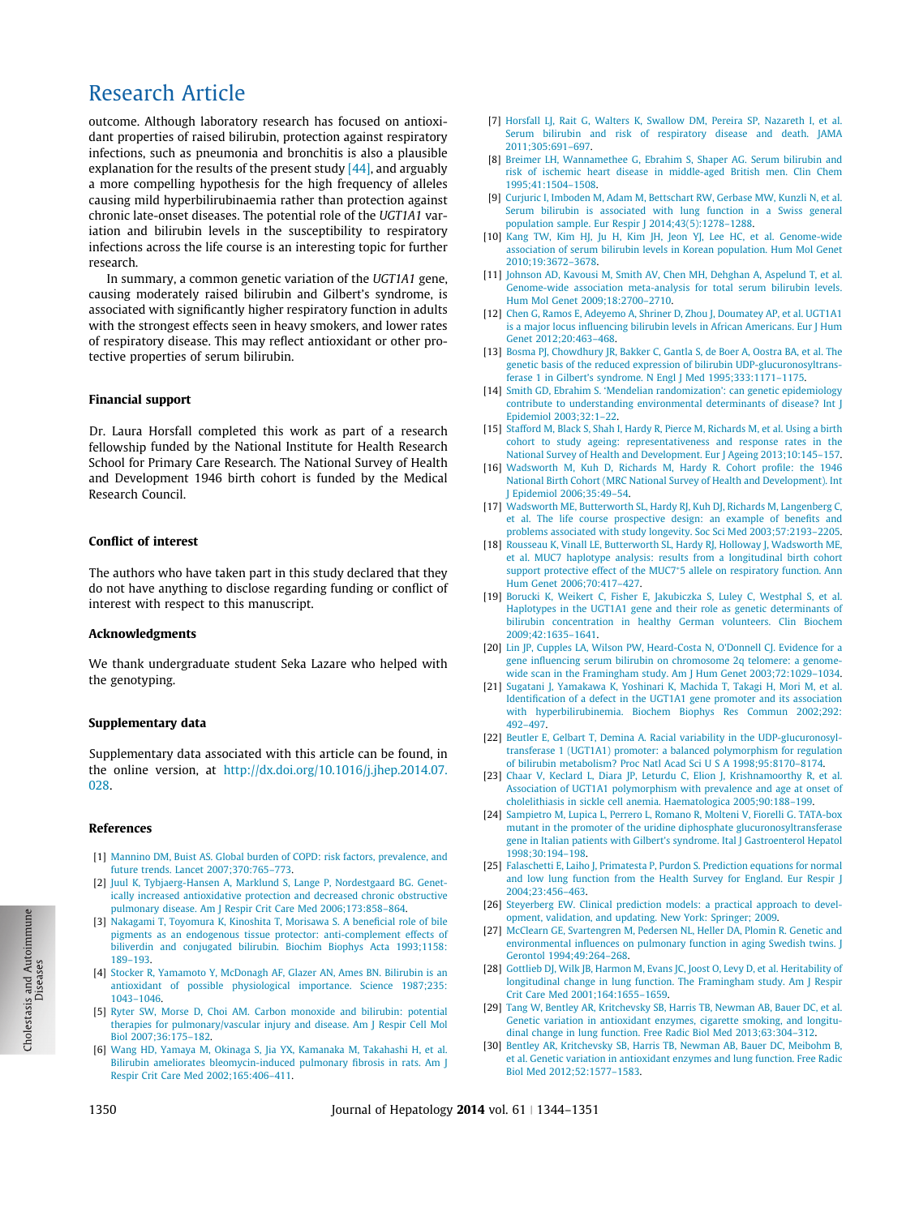outcome. Although laboratory research has focused on antioxidant properties of raised bilirubin, protection against respiratory infections, such as pneumonia and bronchitis is also a plausible explanation for the results of the present study [44], and arguably a more compelling hypothesis for the high frequency of alleles causing mild hyperbilirubinaemia rather than protection against chronic late-onset diseases. The potential role of the *UGT1A1* variation and bilirubin levels in the susceptibility to respiratory infections across the life course is an interesting topic for further research.

In summary, a common genetic variation of the *UGT1A1* gene, causing moderately raised bilirubin and Gilbert's syndrome, is associated with significantly higher respiratory function in adults with the strongest effects seen in heavy smokers, and lower rates of respiratory disease. This may reflect antioxidant or other protective properties of serum bilirubin.

### Financial support

Dr. Laura Horsfall completed this work as part of a research fellowship funded by the National Institute for Health Research School for Primary Care Research. The National Survey of Health and Development 1946 birth cohort is funded by the Medical Research Council.

### Conflict of interest

The authors who have taken part in this study declared that they do not have anything to disclose regarding funding or conflict of interest with respect to this manuscript.

### Acknowledgments

We thank undergraduate student Seka Lazare who helped with the genotyping.

### Supplementary data

Supplementary data associated with this article can be found, in the online version, at http://dx.doi.org/10.1016/j.jhep.2014.07.028.

### References

[1] Mannino DM, Buist AS. Global burden of COPD: risk factors, prevalence, and future trends. Lancet 2007;370:765–773.

[2] Juul K, Tybjaerg-Hansen A, Marklund S, Lange P, Nordestgaard BG. Genetically increased antioxidative protection and decreased chronic obstructive pulmonary disease. Am J Respir Crit Care Med 2006;173:858–864.

[3] Nakagami T, Toyomura K, Kinoshita T, Morisawa S. A beneficial role of bile pigments as an endogenous tissue protector: anti-complement effects of biliverdin and conjugated bilirubin. Biochim Biophys Acta 1993;1158:189–193.

[4] Stocker R, Yamamoto Y, McDonagh AF, Glazer AN, Ames BN. Bilirubin is an antioxidant of possible physiological importance. Science 1987;235:1043–1046.

[5] Ryter SW, Morse D, Choi AM. Carbon monoxide and bilirubin: potential therapies for pulmonary/vascular injury and disease. Am J Respir Cell Mol Biol 2007;36:175–182.

[6] Wang HD, Yamaya M, Okinaga S, Jia YX, Kamanaka M, Takahashi H, et al. Bilirubin ameliorates bleomycin-induced pulmonary fibrosis in rats. Am J Respir Crit Care Med 2002;165:406–411.

[7] Horsfall LJ, Rait G, Walters K, Swallow DM, Pereira SP, Nazareth I, et al. Serum bilirubin and risk of respiratory disease and death. JAMA 2011;305:691–697.

[8] Breimer LH, Wannamethee G, Ebrahim S, Shaper AG. Serum bilirubin and risk of ischemic heart disease in middle-aged British men. Clin Chem 1995;41:1504–1508.

[9] Curjuric I, Imboden M, Adam M, Bettschart RW, Gerbase MW, Kunzli N, et al. Serum bilirubin is associated with lung function in a Swiss general population sample. Eur Respir J 2014;43(5):1278–1288.

[10] Kang TW, Kim HJ, Ju H, Kim JH, Jeon YJ, Lee HC, et al. Genome-wide association of serum bilirubin levels in Korean population. Hum Mol Genet 2010;19:3672–3678.

[11] Johnson AD, Kavousi M, Smith AV, Chen MH, Dehghan A, Aspelund T, et al. Genome-wide association meta-analysis for total serum bilirubin levels. Hum Mol Genet 2009;18:2700–2710.

[12] Chen G, Ramos E, Adeyemo A, Shriner D, Zhou J, Doumatey AP, et al. UGT1A1 is a major locus influencing bilirubin levels in African Americans. Eur J Hum Genet 2012;20:463–468.

[13] Bosma PJ, Chowdhury JR, Bakker C, Gantla S, de Boer A, Oostra BA, et al. The genetic basis of the reduced expression of bilirubin UDP-glucuronosyltransferase 1 in Gilbert's syndrome. N Engl J Med 1995;333:1171–1175.

[14] Smith GD, Ebrahim S. 'Mendelian randomization': can genetic epidemiology contribute to understanding environmental determinants of disease? Int J Epidemiol 2003;32:1–22.

[15] Stafford M, Black S, Shah I, Hardy R, Pierce M, Richards M, et al. Using a birth cohort to study ageing: representativeness and response rates in the National Survey of Health and Development. Eur J Ageing 2013;10:145–157.

[16] Wadsworth M, Kuh D, Richards M, Hardy R. Cohort profile: the 1946 National Birth Cohort (MRC National Survey of Health and Development). Int J Epidemiol 2006;35:49–54.

[17] Wadsworth ME, Butterworth SL, Hardy RJ, Kuh DJ, Richards M, Langenberg C, et al. The life course prospective design: an example of benefits and problems associated with study longevity. Soc Sci Med 2003;57:2193–2205.

[18] Rousseau K, Vinall LE, Butterworth SL, Hardy RJ, Holloway J, Wadsworth ME, et al. MUC7 haplotype analysis: results from a longitudinal birth cohort support protective effect of the MUC7*5 allele on respiratory function. Ann Hum Genet 2006;70:417–427.

[19] Borucki K, Weikert C, Fisher E, Jakubiczka S, Luley C, Westphal S, et al. Haplotypes in the UGT1A1 gene and their role as genetic determinants of bilirubin concentration in healthy German volunteers. Clin Biochem 2009;42:1635–1641.

[20] Lin JP, Cupples LA, Wilson PW, Heard-Costa N, O'Donnell CJ. Evidence for a gene influencing serum bilirubin on chromosome 2q telomere: a genome-wide scan in the Framingham study. Am J Hum Genet 2003;72:1029–1034.

[21] Sugatani J, Yamakawa K, Yoshinari K, Machida T, Takagi H, Mori M, et al. Identification of a defect in the UGT1A1 gene promoter and its association with hyperbilirubinemia. Biochem Biophys Res Commun 2002;292:492–497.

[22] Beutler E, Gelbart T, Demina A. Racial variability in the UDP-glucuronosyltransferase 1 (UGT1A1) promoter: a balanced polymorphism for regulation of bilirubin metabolism? Proc Natl Acad Sci U S A 1998;95:8170–8174.

[23] Chaar V, Keclard L, Diara JP, Leturdu C, Elion J, Krishnamoorthy R, et al. Association of UGT1A1 polymorphism with prevalence and age at onset of cholelithiasis in sickle cell anemia. Haematologica 2005;90:188–199.

[24] Sampietro M, Lupica L, Perrero L, Romano R, Molteni V, Fiorelli G. TATA-box mutant in the promoter of the uridine diphosphate glucuronosyltransferase gene in Italian patients with Gilbert's syndrome. Ital J Gastroenterol Hepatol 1998;30:194–198.

[25] Falaschetti E, Laiho J, Primatesta P, Purdon S. Prediction equations for normal and low lung function from the Health Survey for England. Eur Respir J 2004;23:456–463.

[26] Steyerberg EW. Clinical prediction models: a practical approach to development, validation, and updating. New York: Springer; 2009.

[27] McClearn GE, Svartengren M, Pedersen NL, Heller DA, Plomin R. Genetic and environmental influences on pulmonary function in aging Swedish twins. J Gerontol 1994;49:264–268.

[28] Gottlieb DJ, Wilk JB, Harmon M, Evans JC, Joost O, Levy D, et al. Heritability of longitudinal change in lung function. The Framingham study. Am J Respir Crit Care Med 2001;164:1655–1659.

[29] Tang W, Bentley AR, Kritchevsky SB, Harris TB, Newman AB, Bauer DC, et al. Genetic variation in antioxidant enzymes, cigarette smoking, and longitudinal change in lung function. Free Radic Biol Med 2013;63:304–312.

[30] Bentley AR, Kritchevsky SB, Harris TB, Newman AB, Bauer DC, Meibohm B, et al. Genetic variation in antioxidant enzymes and lung function. Free Radic Biol Med 2012;52:1577–1583.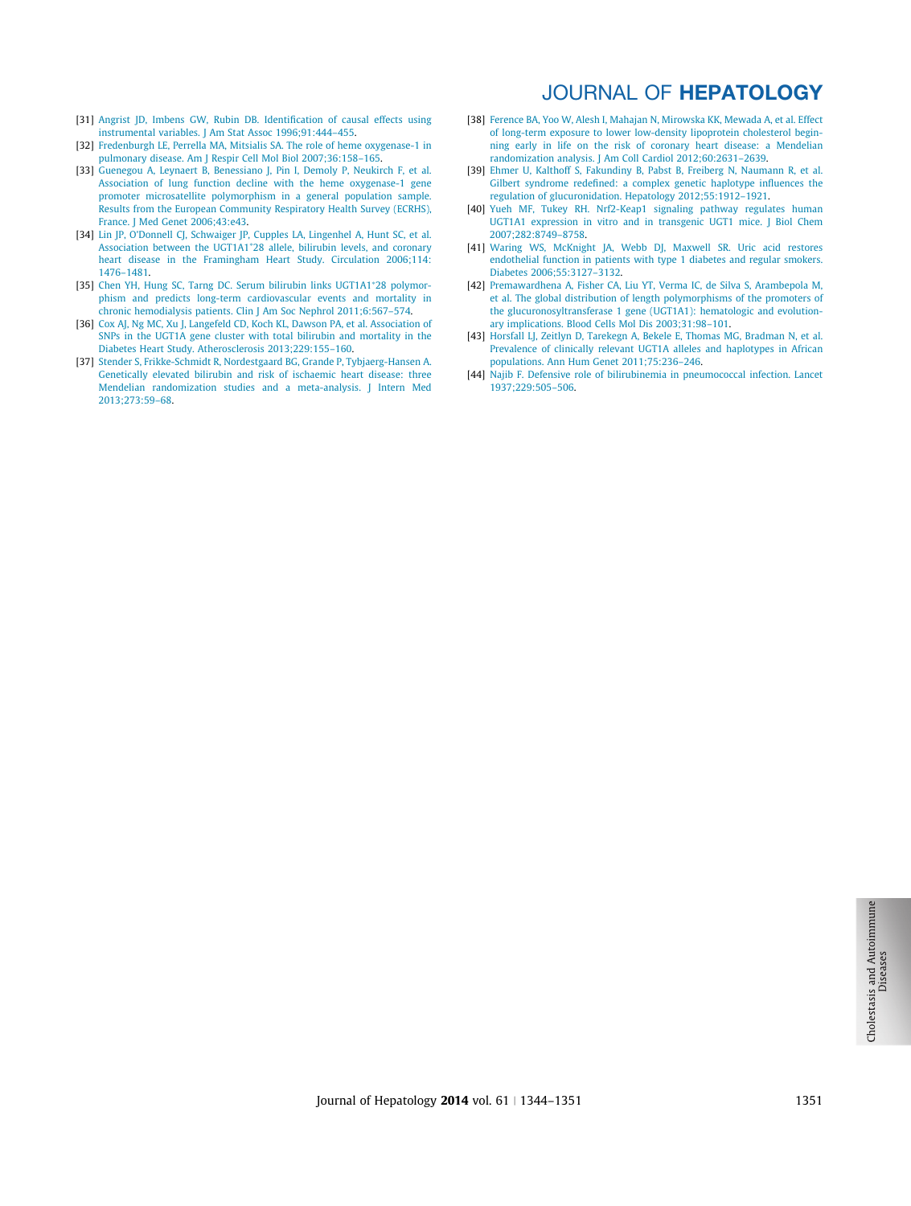[31] Angrist JD, Imbens GW, Rubin DB. Identification of causal effects using instrumental variables. J Am Stat Assoc 1996;91:444–455.

[32] Fredenburgh LE, Perrella MA, Mitsialis SA. The role of heme oxygenase-1 in pulmonary disease. Am J Respir Cell Mol Biol 2007;36:158–165.

[33] Guenegou A, Leynaert B, Benessiano J, Pin I, Demoly P, Neukirch F, et al. Association of lung function decline with the heme oxygenase-1 gene promoter microsatellite polymorphism in a general population sample. Results from the European Community Respiratory Health Survey (ECRHS), France. J Med Genet 2006;43:e43.

[34] Lin JP, O'Donnell CJ, Schwaiger JP, Cupples LA, Lingenhel A, Hunt SC, et al. Association between the UGT1A1*28 allele, bilirubin levels, and coronary heart disease in the Framingham Heart Study. Circulation 2006;114:1476–1481.

[35] Chen YH, Hung SC, Tarng DC. Serum bilirubin links UGT1A1*28 polymorphism and predicts long-term cardiovascular events and mortality in chronic hemodialysis patients. Clin J Am Soc Nephrol 2011;6:567–574.

[36] Cox AJ, Ng MC, Xu J, Langefeld CD, Koch KL, Dawson PA, et al. Association of SNPs in the UGT1A gene cluster with total bilirubin and mortality in the Diabetes Heart Study. Atherosclerosis 2013;229:155–160.

[37] Stender S, Frikke-Schmidt R, Nordestgaard BG, Grande P, Tybjaerg-Hansen A. Genetically elevated bilirubin and risk of ischaemic heart disease: three Mendelian randomization studies and a meta-analysis. J Intern Med 2013;273:59–68.

[38] Ference BA, Yoo W, Alesh I, Mahajan N, Mirowska KK, Mewada A, et al. Effect of long-term exposure to lower low-density lipoprotein cholesterol beginning early in life on the risk of coronary heart disease: a Mendelian randomization analysis. J Am Coll Cardiol 2012;60:2631–2639.

[39] Ehmer U, Kalthoff S, Fakundiny B, Pabst B, Freiberg N, Naumann R, et al. Gilbert syndrome redefined: a complex genetic haplotype influences the regulation of glucuronidation. Hepatology 2012;55:1912–1921.

[40] Yueh MF, Tukey RH. Nrf2-Keap1 signaling pathway regulates human UGT1A1 expression in vitro and in transgenic UGT1 mice. J Biol Chem 2007;282:8749–8758.

[41] Waring WS, McKnight JA, Webb DJ, Maxwell SR. Uric acid restores endothelial function in patients with type 1 diabetes and regular smokers. Diabetes 2006;55:3127–3132.

[42] Premawardhena A, Fisher CA, Liu YT, Verma IC, de Silva S, Arambepola M, et al. The global distribution of length polymorphisms of the promoters of the glucuronosyltransferase 1 gene (UGT1A1): hematologic and evolutionary implications. Blood Cells Mol Dis 2003;31:98–101.

[43] Horsfall LJ, Zeitlyn D, Tarekegn A, Bekele E, Thomas MG, Bradman N, et al. Prevalence of clinically relevant UGT1A alleles and haplotypes in African populations. Ann Hum Genet 2011;75:236–246.

[44] Najib F. Defensive role of bilirubinemia in pneumococcal infection. Lancet 1937;229:505–506.